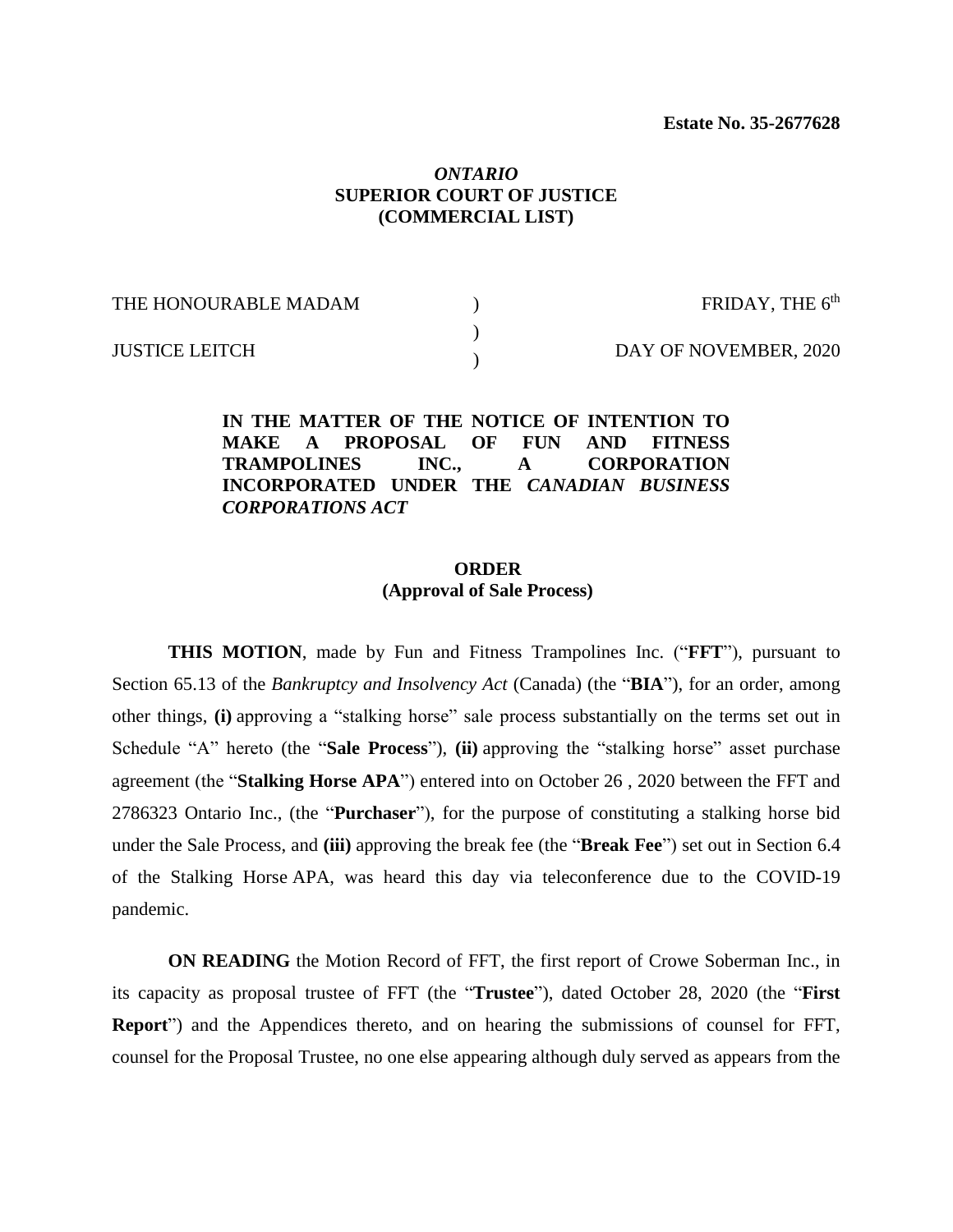**Estate No. 35-2677628**

*ONTARIO*
**SUPERIOR COURT OF JUSTICE**
**(COMMERCIAL LIST)**

| | | |
|---|---|---|
| THE HONOURABLE MADAM | ) | FRIDAY, THE 6th |
| | ) | |
| JUSTICE LEITCH | ) | DAY OF NOVEMBER, 2020 |

**IN THE MATTER OF THE NOTICE OF INTENTION TO MAKE A PROPOSAL OF FUN AND FITNESS TRAMPOLINES INC., A CORPORATION INCORPORATED UNDER THE *CANADIAN BUSINESS CORPORATIONS ACT***

**ORDER**
**(Approval of Sale Process)**

**THIS MOTION**, made by Fun and Fitness Trampolines Inc. ("**FFT**"), pursuant to Section 65.13 of the *Bankruptcy and Insolvency Act* (Canada) (the "**BIA**"), for an order, among other things, **(i)** approving a "stalking horse" sale process substantially on the terms set out in Schedule "A" hereto (the "**Sale Process**"), **(ii)** approving the "stalking horse" asset purchase agreement (the "**Stalking Horse APA**") entered into on October 26 , 2020 between the FFT and 2786323 Ontario Inc., (the "**Purchaser**"), for the purpose of constituting a stalking horse bid under the Sale Process, and **(iii)** approving the break fee (the "**Break Fee**") set out in Section 6.4 of the Stalking Horse APA, was heard this day via teleconference due to the COVID-19 pandemic.

**ON READING** the Motion Record of FFT, the first report of Crowe Soberman Inc., in its capacity as proposal trustee of FFT (the "**Trustee**"), dated October 28, 2020 (the "**First Report**") and the Appendices thereto, and on hearing the submissions of counsel for FFT, counsel for the Proposal Trustee, no one else appearing although duly served as appears from the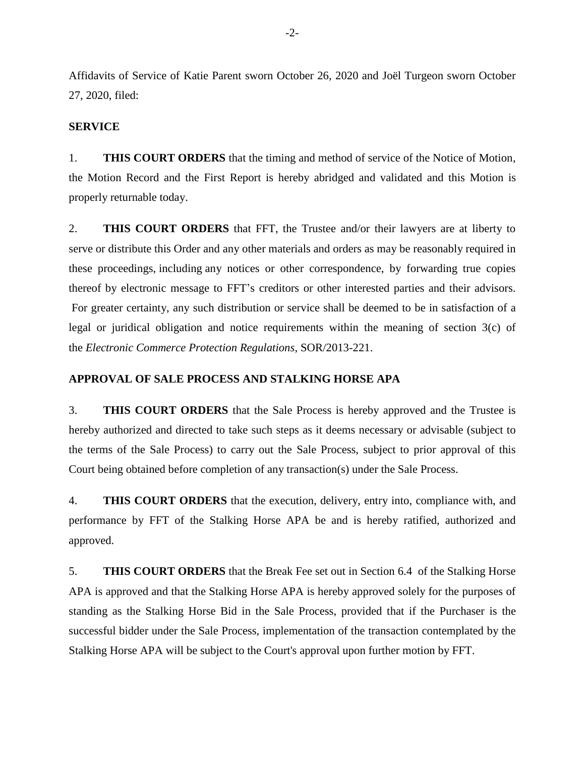Affidavits of Service of Katie Parent sworn October 26, 2020 and Joël Turgeon sworn October 27, 2020, filed:

**SERVICE**

1. **THIS COURT ORDERS** that the timing and method of service of the Notice of Motion, the Motion Record and the First Report is hereby abridged and validated and this Motion is properly returnable today.

2. **THIS COURT ORDERS** that FFT, the Trustee and/or their lawyers are at liberty to serve or distribute this Order and any other materials and orders as may be reasonably required in these proceedings, including any notices or other correspondence, by forwarding true copies thereof by electronic message to FFT's creditors or other interested parties and their advisors. For greater certainty, any such distribution or service shall be deemed to be in satisfaction of a legal or juridical obligation and notice requirements within the meaning of section 3(c) of the *Electronic Commerce Protection Regulations*, SOR/2013-221.

**APPROVAL OF SALE PROCESS AND STALKING HORSE APA**

3. **THIS COURT ORDERS** that the Sale Process is hereby approved and the Trustee is hereby authorized and directed to take such steps as it deems necessary or advisable (subject to the terms of the Sale Process) to carry out the Sale Process, subject to prior approval of this Court being obtained before completion of any transaction(s) under the Sale Process.

4. **THIS COURT ORDERS** that the execution, delivery, entry into, compliance with, and performance by FFT of the Stalking Horse APA be and is hereby ratified, authorized and approved.

5. **THIS COURT ORDERS** that the Break Fee set out in Section 6.4 of the Stalking Horse APA is approved and that the Stalking Horse APA is hereby approved solely for the purposes of standing as the Stalking Horse Bid in the Sale Process, provided that if the Purchaser is the successful bidder under the Sale Process, implementation of the transaction contemplated by the Stalking Horse APA will be subject to the Court's approval upon further motion by FFT.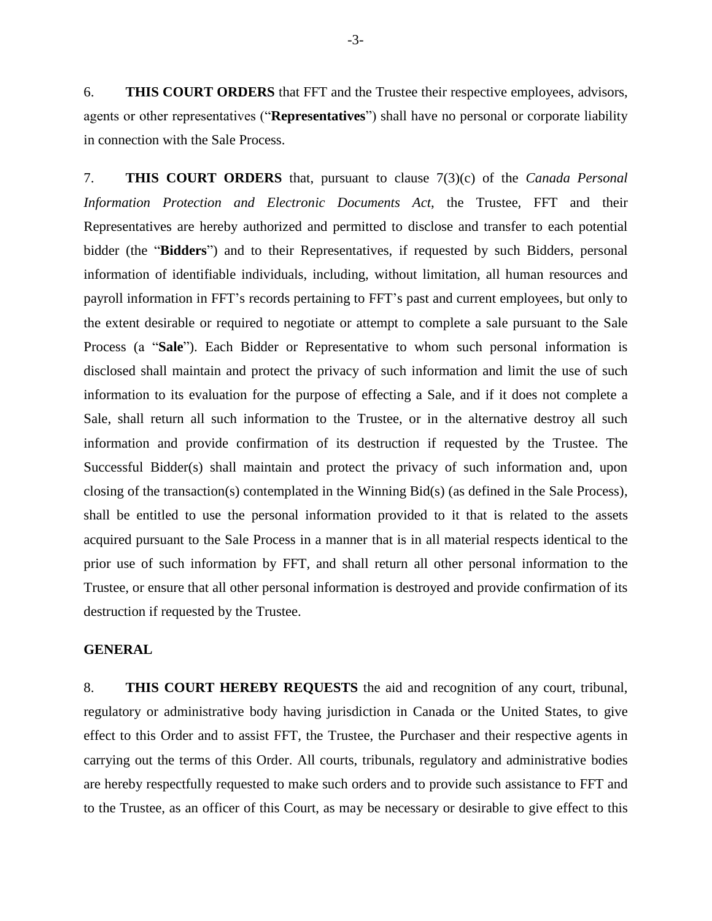6. **THIS COURT ORDERS** that FFT and the Trustee their respective employees, advisors, agents or other representatives ("**Representatives**") shall have no personal or corporate liability in connection with the Sale Process.

7. **THIS COURT ORDERS** that, pursuant to clause 7(3)(c) of the *Canada Personal Information Protection and Electronic Documents Act*, the Trustee, FFT and their Representatives are hereby authorized and permitted to disclose and transfer to each potential bidder (the "**Bidders**") and to their Representatives, if requested by such Bidders, personal information of identifiable individuals, including, without limitation, all human resources and payroll information in FFT's records pertaining to FFT's past and current employees, but only to the extent desirable or required to negotiate or attempt to complete a sale pursuant to the Sale Process (a "**Sale**"). Each Bidder or Representative to whom such personal information is disclosed shall maintain and protect the privacy of such information and limit the use of such information to its evaluation for the purpose of effecting a Sale, and if it does not complete a Sale, shall return all such information to the Trustee, or in the alternative destroy all such information and provide confirmation of its destruction if requested by the Trustee. The Successful Bidder(s) shall maintain and protect the privacy of such information and, upon closing of the transaction(s) contemplated in the Winning Bid(s) (as defined in the Sale Process), shall be entitled to use the personal information provided to it that is related to the assets acquired pursuant to the Sale Process in a manner that is in all material respects identical to the prior use of such information by FFT, and shall return all other personal information to the Trustee, or ensure that all other personal information is destroyed and provide confirmation of its destruction if requested by the Trustee.

**GENERAL**

8. **THIS COURT HEREBY REQUESTS** the aid and recognition of any court, tribunal, regulatory or administrative body having jurisdiction in Canada or the United States, to give effect to this Order and to assist FFT, the Trustee, the Purchaser and their respective agents in carrying out the terms of this Order. All courts, tribunals, regulatory and administrative bodies are hereby respectfully requested to make such orders and to provide such assistance to FFT and to the Trustee, as an officer of this Court, as may be necessary or desirable to give effect to this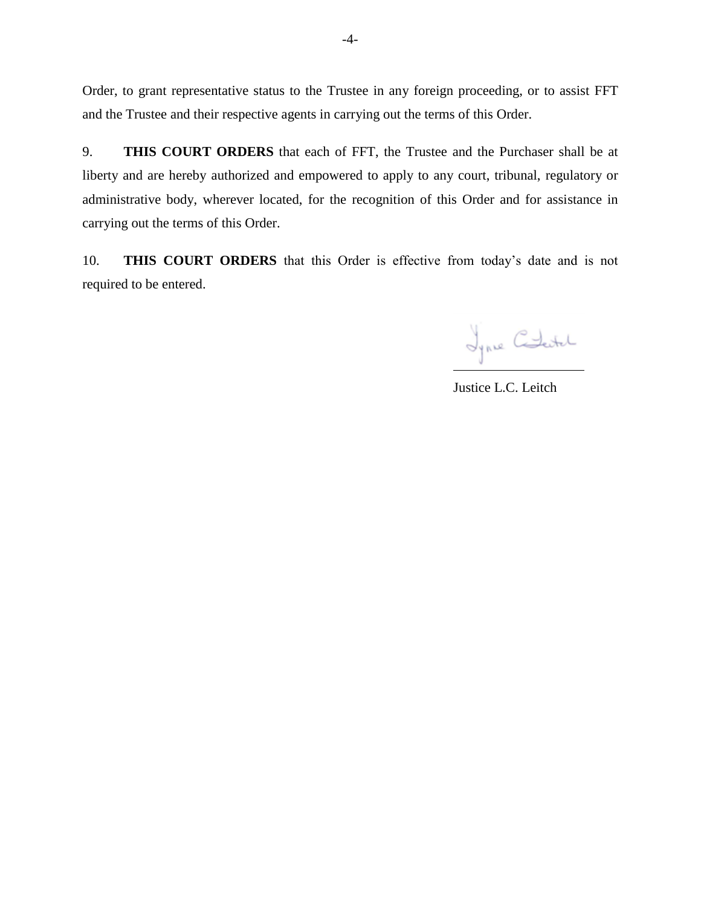Order, to grant representative status to the Trustee in any foreign proceeding, or to assist FFT and the Trustee and their respective agents in carrying out the terms of this Order.

9. **THIS COURT ORDERS** that each of FFT, the Trustee and the Purchaser shall be at liberty and are hereby authorized and empowered to apply to any court, tribunal, regulatory or administrative body, wherever located, for the recognition of this Order and for assistance in carrying out the terms of this Order.

10. **THIS COURT ORDERS** that this Order is effective from today's date and is not required to be entered.

Justice L.C. Leitch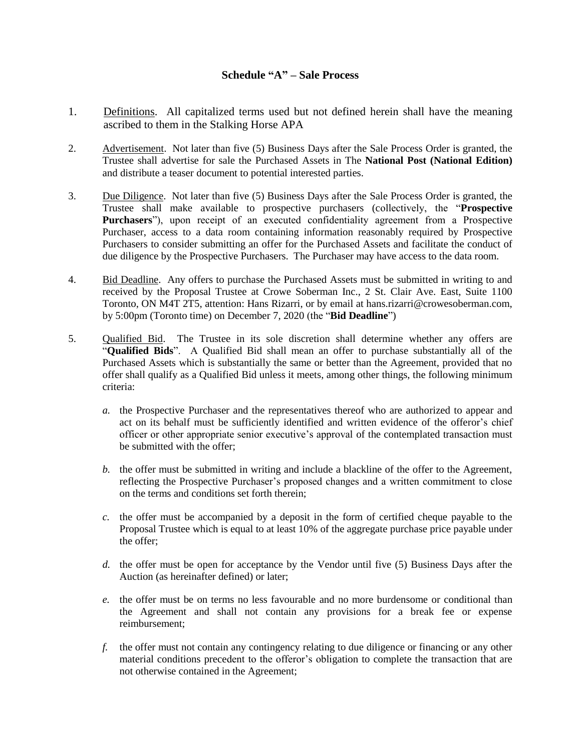## Schedule "A" – Sale Process

1. Definitions. All capitalized terms used but not defined herein shall have the meaning ascribed to them in the Stalking Horse APA

2. Advertisement. Not later than five (5) Business Days after the Sale Process Order is granted, the Trustee shall advertise for sale the Purchased Assets in The **National Post (National Edition)** and distribute a teaser document to potential interested parties.

3. Due Diligence. Not later than five (5) Business Days after the Sale Process Order is granted, the Trustee shall make available to prospective purchasers (collectively, the "**Prospective Purchasers**"), upon receipt of an executed confidentiality agreement from a Prospective Purchaser, access to a data room containing information reasonably required by Prospective Purchasers to consider submitting an offer for the Purchased Assets and facilitate the conduct of due diligence by the Prospective Purchasers. The Purchaser may have access to the data room.

4. Bid Deadline. Any offers to purchase the Purchased Assets must be submitted in writing to and received by the Proposal Trustee at Crowe Soberman Inc., 2 St. Clair Ave. East, Suite 1100 Toronto, ON M4T 2T5, attention: Hans Rizarri, or by email at hans.rizarri@crowesoberman.com, by 5:00pm (Toronto time) on December 7, 2020 (the "**Bid Deadline**")

5. Qualified Bid. The Trustee in its sole discretion shall determine whether any offers are "**Qualified Bids**". A Qualified Bid shall mean an offer to purchase substantially all of the Purchased Assets which is substantially the same or better than the Agreement, provided that no offer shall qualify as a Qualified Bid unless it meets, among other things, the following minimum criteria:

   *a.* the Prospective Purchaser and the representatives thereof who are authorized to appear and act on its behalf must be sufficiently identified and written evidence of the offeror's chief officer or other appropriate senior executive's approval of the contemplated transaction must be submitted with the offer;

   *b.* the offer must be submitted in writing and include a blackline of the offer to the Agreement, reflecting the Prospective Purchaser's proposed changes and a written commitment to close on the terms and conditions set forth therein;

   *c.* the offer must be accompanied by a deposit in the form of certified cheque payable to the Proposal Trustee which is equal to at least 10% of the aggregate purchase price payable under the offer;

   *d.* the offer must be open for acceptance by the Vendor until five (5) Business Days after the Auction (as hereinafter defined) or later;

   *e.* the offer must be on terms no less favourable and no more burdensome or conditional than the Agreement and shall not contain any provisions for a break fee or expense reimbursement;

   *f.* the offer must not contain any contingency relating to due diligence or financing or any other material conditions precedent to the offeror's obligation to complete the transaction that are not otherwise contained in the Agreement;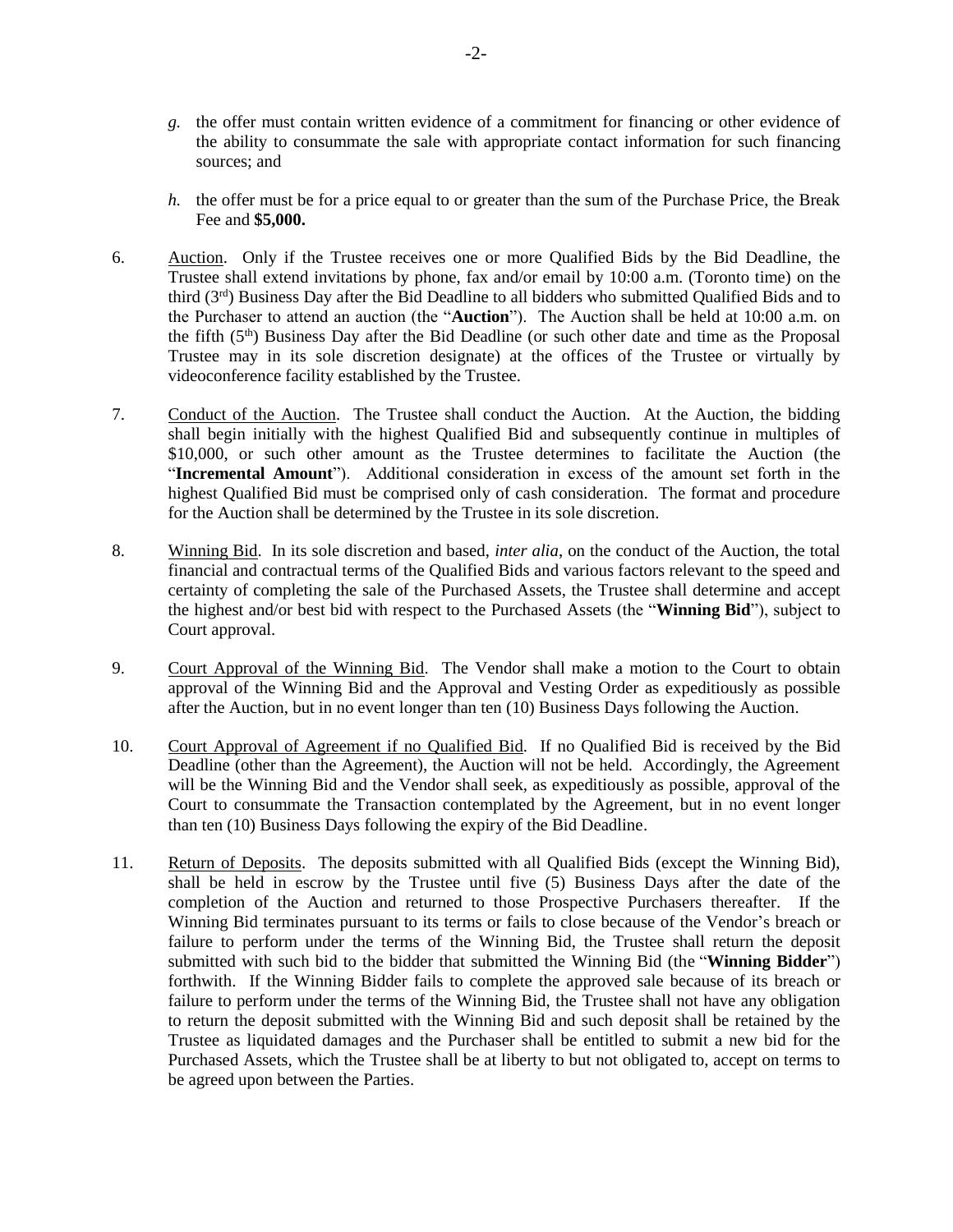*g.* the offer must contain written evidence of a commitment for financing or other evidence of the ability to consummate the sale with appropriate contact information for such financing sources; and

*h.* the offer must be for a price equal to or greater than the sum of the Purchase Price, the Break Fee and **$5,000.**

6. Auction. Only if the Trustee receives one or more Qualified Bids by the Bid Deadline, the Trustee shall extend invitations by phone, fax and/or email by 10:00 a.m. (Toronto time) on the third (3rd) Business Day after the Bid Deadline to all bidders who submitted Qualified Bids and to the Purchaser to attend an auction (the "**Auction**"). The Auction shall be held at 10:00 a.m. on the fifth (5th) Business Day after the Bid Deadline (or such other date and time as the Proposal Trustee may in its sole discretion designate) at the offices of the Trustee or virtually by videoconference facility established by the Trustee.

7. Conduct of the Auction. The Trustee shall conduct the Auction. At the Auction, the bidding shall begin initially with the highest Qualified Bid and subsequently continue in multiples of $10,000, or such other amount as the Trustee determines to facilitate the Auction (the "**Incremental Amount**"). Additional consideration in excess of the amount set forth in the highest Qualified Bid must be comprised only of cash consideration. The format and procedure for the Auction shall be determined by the Trustee in its sole discretion.

8. Winning Bid. In its sole discretion and based, *inter alia*, on the conduct of the Auction, the total financial and contractual terms of the Qualified Bids and various factors relevant to the speed and certainty of completing the sale of the Purchased Assets, the Trustee shall determine and accept the highest and/or best bid with respect to the Purchased Assets (the "**Winning Bid**"), subject to Court approval.

9. Court Approval of the Winning Bid. The Vendor shall make a motion to the Court to obtain approval of the Winning Bid and the Approval and Vesting Order as expeditiously as possible after the Auction, but in no event longer than ten (10) Business Days following the Auction.

10. Court Approval of Agreement if no Qualified Bid. If no Qualified Bid is received by the Bid Deadline (other than the Agreement), the Auction will not be held. Accordingly, the Agreement will be the Winning Bid and the Vendor shall seek, as expeditiously as possible, approval of the Court to consummate the Transaction contemplated by the Agreement, but in no event longer than ten (10) Business Days following the expiry of the Bid Deadline.

11. Return of Deposits. The deposits submitted with all Qualified Bids (except the Winning Bid), shall be held in escrow by the Trustee until five (5) Business Days after the date of the completion of the Auction and returned to those Prospective Purchasers thereafter. If the Winning Bid terminates pursuant to its terms or fails to close because of the Vendor's breach or failure to perform under the terms of the Winning Bid, the Trustee shall return the deposit submitted with such bid to the bidder that submitted the Winning Bid (the "**Winning Bidder**") forthwith. If the Winning Bidder fails to complete the approved sale because of its breach or failure to perform under the terms of the Winning Bid, the Trustee shall not have any obligation to return the deposit submitted with the Winning Bid and such deposit shall be retained by the Trustee as liquidated damages and the Purchaser shall be entitled to submit a new bid for the Purchased Assets, which the Trustee shall be at liberty to but not obligated to, accept on terms to be agreed upon between the Parties.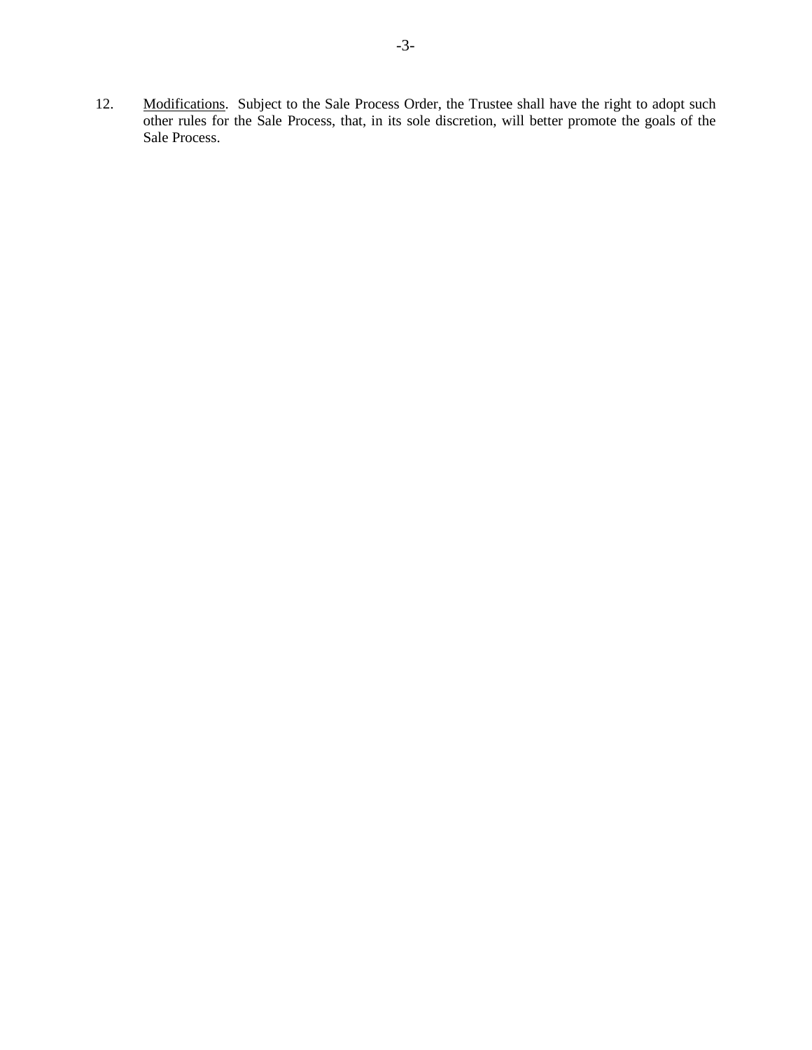12. Modifications. Subject to the Sale Process Order, the Trustee shall have the right to adopt such other rules for the Sale Process, that, in its sole discretion, will better promote the goals of the Sale Process.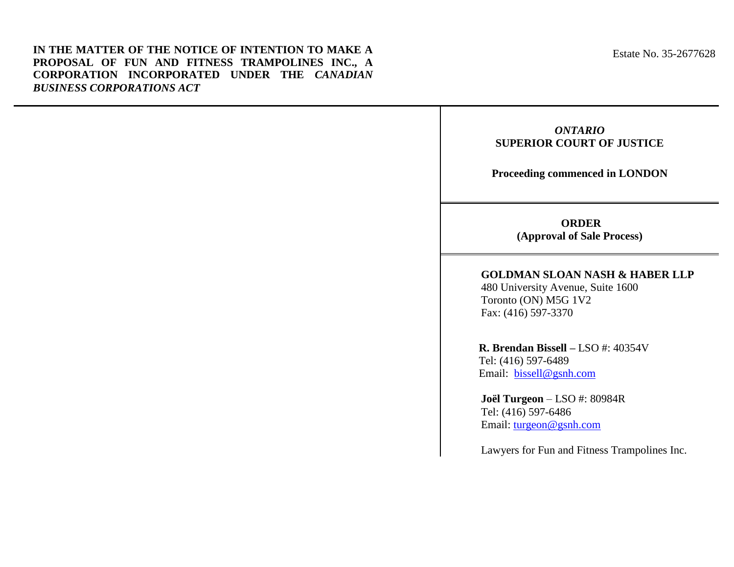**IN THE MATTER OF THE NOTICE OF INTENTION TO MAKE A PROPOSAL OF FUN AND FITNESS TRAMPOLINES INC., A CORPORATION INCORPORATED UNDER THE *CANADIAN BUSINESS CORPORATIONS ACT***

Estate No. 35-2677628

***ONTARIO***
**SUPERIOR COURT OF JUSTICE**

**Proceeding commenced in LONDON**

**ORDER**
**(Approval of Sale Process)**

**GOLDMAN SLOAN NASH & HABER LLP**
480 University Avenue, Suite 1600
Toronto (ON) M5G 1V2
Fax: (416) 597-3370

**R. Brendan Bissell** – LSO #: 40354V
Tel: (416) 597-6489
Email: bissell@gsnh.com

**Joël Turgeon** – LSO #: 80984R
Tel: (416) 597-6486
Email: turgeon@gsnh.com

Lawyers for Fun and Fitness Trampolines Inc.